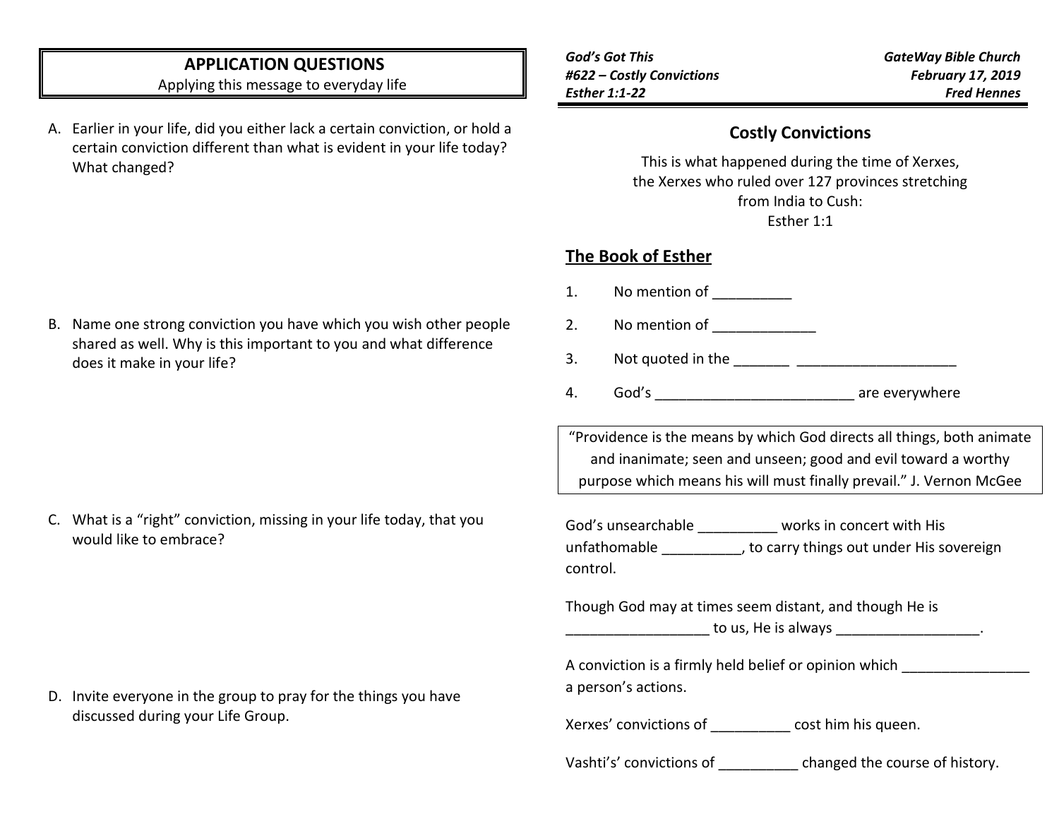## APPLICATION QUESTIONS

Applying this message to everyday life

A. Earlier in your life, did you either lack a certain conviction, or hold a certain conviction different than what is evident in your life today? What changed?

B. Name one strong conviction you have which you wish other people shared as well. Why is this important to you and what difference does it make in your life?

C. What is a "right" conviction, missing in your life today, that you would like to embrace?

D. Invite everyone in the group to pray for the things you have discussed during your Life Group.

*God's Got This*
*#622 – Costly Convictions*
*Esther 1:1-22*

*GateWay Bible Church*
*February 17, 2019*
*Fred Hennes*

## Costly Convictions

This is what happened during the time of Xerxes, the Xerxes who ruled over 127 provinces stretching from India to Cush:
Esther 1:1

### The Book of Esther

1. No mention of __________
2. No mention of _____________
3. Not quoted in the _______ ____________________
4. God's _________________________ are everywhere

> "Providence is the means by which God directs all things, both animate and inanimate; seen and unseen; good and evil toward a worthy purpose which means his will must finally prevail." J. Vernon McGee

God's unsearchable __________ works in concert with His unfathomable __________, to carry things out under His sovereign control.

Though God may at times seem distant, and though He is __________________ to us, He is always __________________.

A conviction is a firmly held belief or opinion which ________________ a person's actions.

Xerxes' convictions of __________ cost him his queen.

Vashti's' convictions of __________ changed the course of history.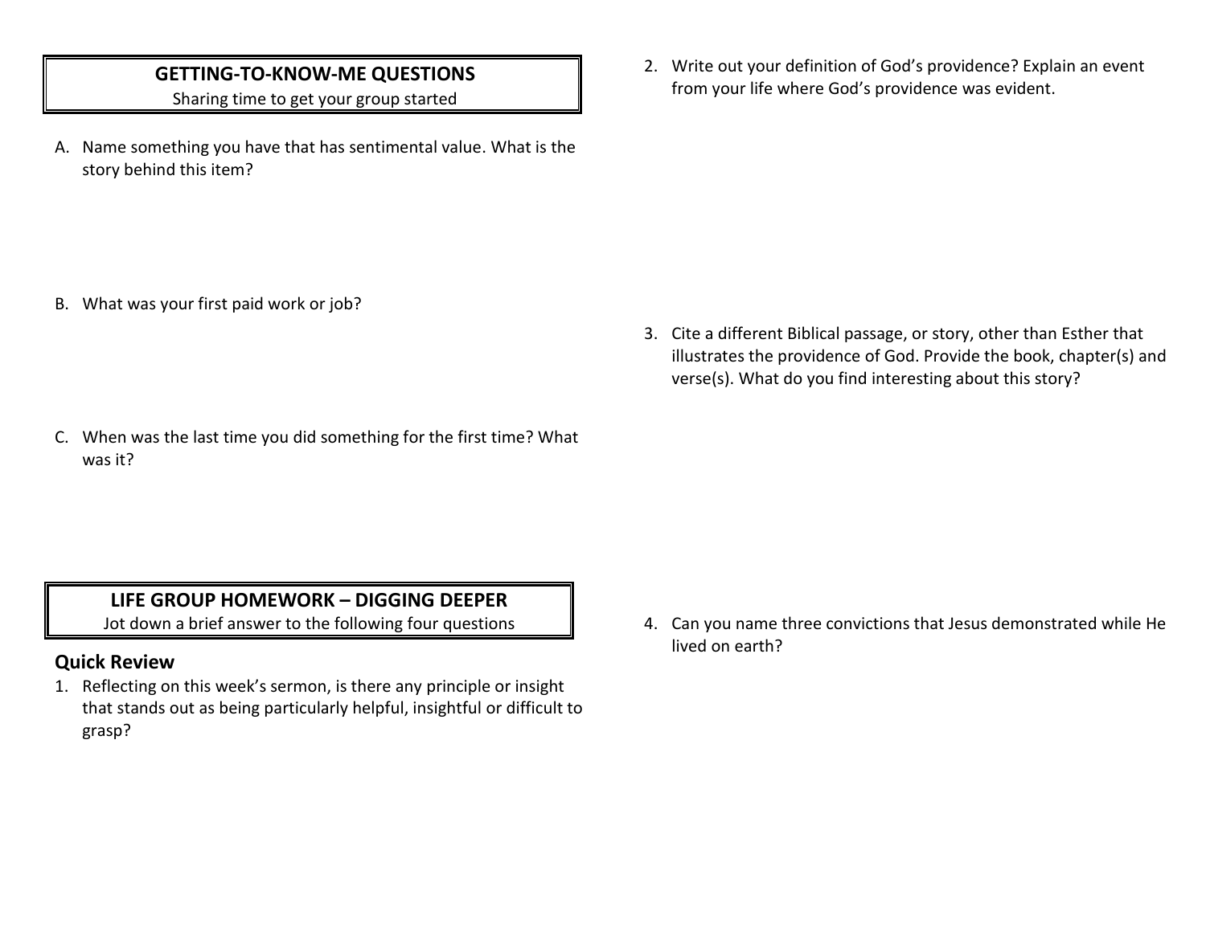## GETTING-TO-KNOW-ME QUESTIONS

Sharing time to get your group started

A. Name something you have that has sentimental value. What is the story behind this item?

B. What was your first paid work or job?

C. When was the last time you did something for the first time? What was it?

## LIFE GROUP HOMEWORK – DIGGING DEEPER

Jot down a brief answer to the following four questions

### Quick Review

1. Reflecting on this week's sermon, is there any principle or insight that stands out as being particularly helpful, insightful or difficult to grasp?

2. Write out your definition of God's providence? Explain an event from your life where God's providence was evident.

3. Cite a different Biblical passage, or story, other than Esther that illustrates the providence of God. Provide the book, chapter(s) and verse(s). What do you find interesting about this story?

4. Can you name three convictions that Jesus demonstrated while He lived on earth?